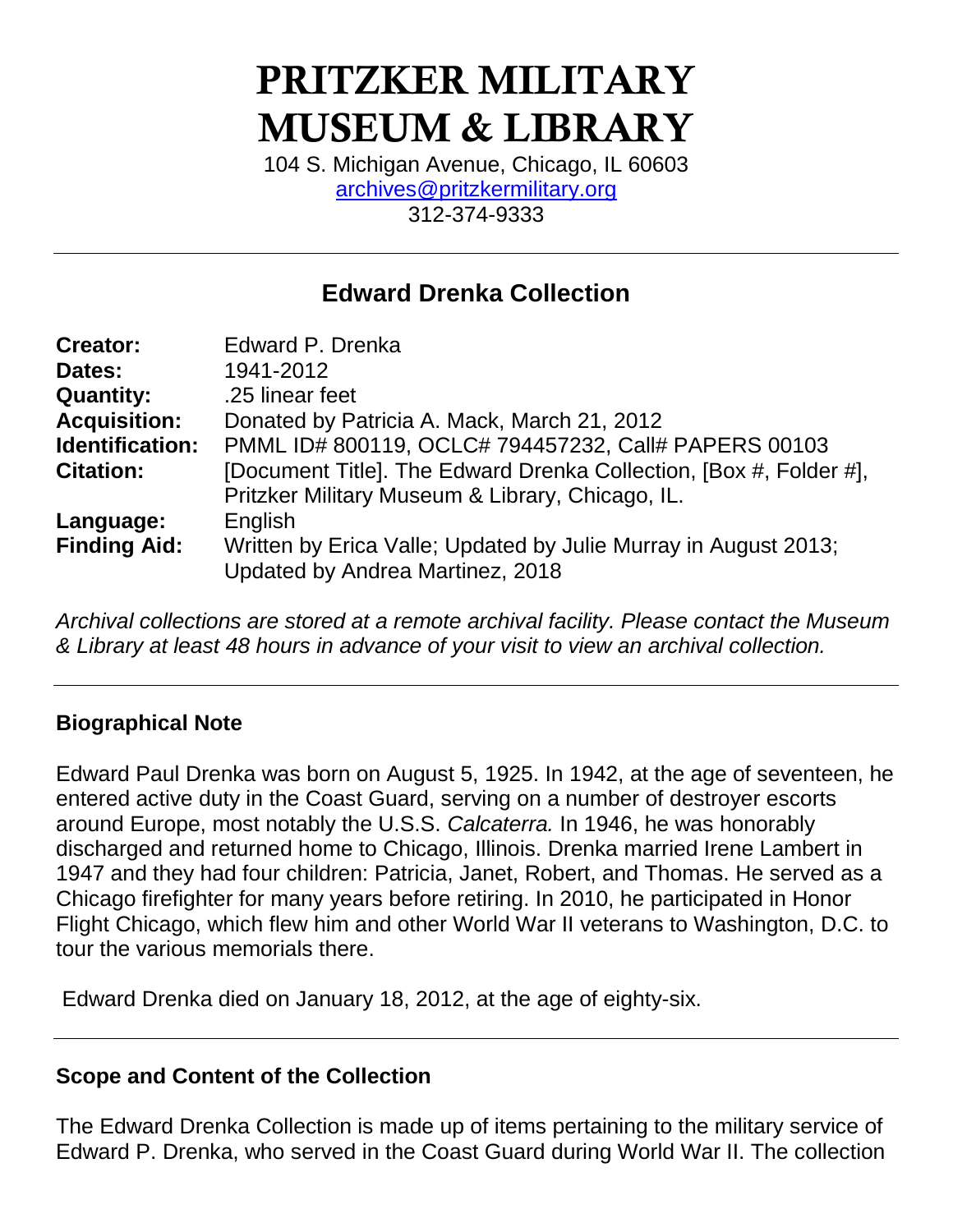# PRITZKER MILITARY MUSEUM & LIBRARY

104 S. Michigan Avenue, Chicago, IL 60603
archives@pritzkermilitary.org
312-374-9333

## Edward Drenka Collection

| | |
|---|---|
| **Creator:** | Edward P. Drenka |
| **Dates:** | 1941-2012 |
| **Quantity:** | .25 linear feet |
| **Acquisition:** | Donated by Patricia A. Mack, March 21, 2012 |
| **Identification:** | PMML ID# 800119, OCLC# 794457232, Call# PAPERS 00103 |
| **Citation:** | [Document Title]. The Edward Drenka Collection, [Box #, Folder #], Pritzker Military Museum & Library, Chicago, IL. |
| **Language:** | English |
| **Finding Aid:** | Written by Erica Valle; Updated by Julie Murray in August 2013; Updated by Andrea Martinez, 2018 |

*Archival collections are stored at a remote archival facility. Please contact the Museum & Library at least 48 hours in advance of your visit to view an archival collection.*

### Biographical Note

Edward Paul Drenka was born on August 5, 1925. In 1942, at the age of seventeen, he entered active duty in the Coast Guard, serving on a number of destroyer escorts around Europe, most notably the U.S.S. *Calcaterra.* In 1946, he was honorably discharged and returned home to Chicago, Illinois. Drenka married Irene Lambert in 1947 and they had four children: Patricia, Janet, Robert, and Thomas. He served as a Chicago firefighter for many years before retiring. In 2010, he participated in Honor Flight Chicago, which flew him and other World War II veterans to Washington, D.C. to tour the various memorials there.

Edward Drenka died on January 18, 2012, at the age of eighty-six.

### Scope and Content of the Collection

The Edward Drenka Collection is made up of items pertaining to the military service of Edward P. Drenka, who served in the Coast Guard during World War II. The collection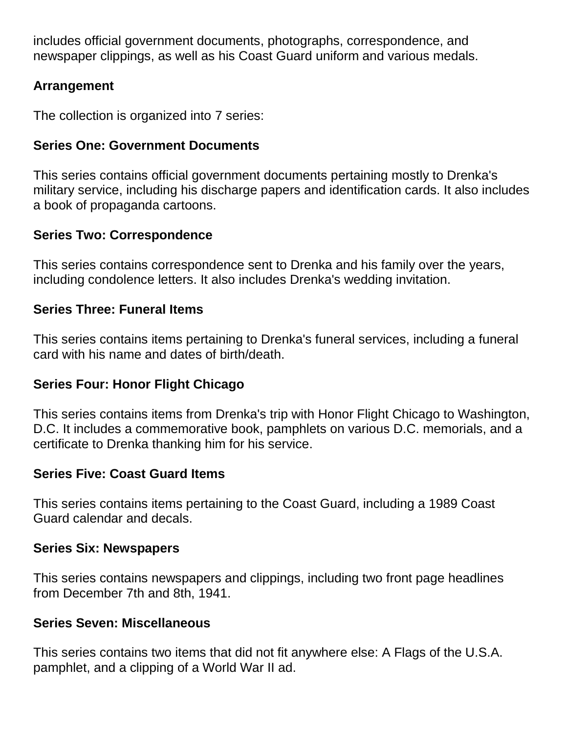includes official government documents, photographs, correspondence, and newspaper clippings, as well as his Coast Guard uniform and various medals.

## Arrangement

The collection is organized into 7 series:

### Series One: Government Documents

This series contains official government documents pertaining mostly to Drenka's military service, including his discharge papers and identification cards. It also includes a book of propaganda cartoons.

### Series Two: Correspondence

This series contains correspondence sent to Drenka and his family over the years, including condolence letters. It also includes Drenka's wedding invitation.

### Series Three: Funeral Items

This series contains items pertaining to Drenka's funeral services, including a funeral card with his name and dates of birth/death.

### Series Four: Honor Flight Chicago

This series contains items from Drenka's trip with Honor Flight Chicago to Washington, D.C. It includes a commemorative book, pamphlets on various D.C. memorials, and a certificate to Drenka thanking him for his service.

### Series Five: Coast Guard Items

This series contains items pertaining to the Coast Guard, including a 1989 Coast Guard calendar and decals.

### Series Six: Newspapers

This series contains newspapers and clippings, including two front page headlines from December 7th and 8th, 1941.

### Series Seven: Miscellaneous

This series contains two items that did not fit anywhere else: A Flags of the U.S.A. pamphlet, and a clipping of a World War II ad.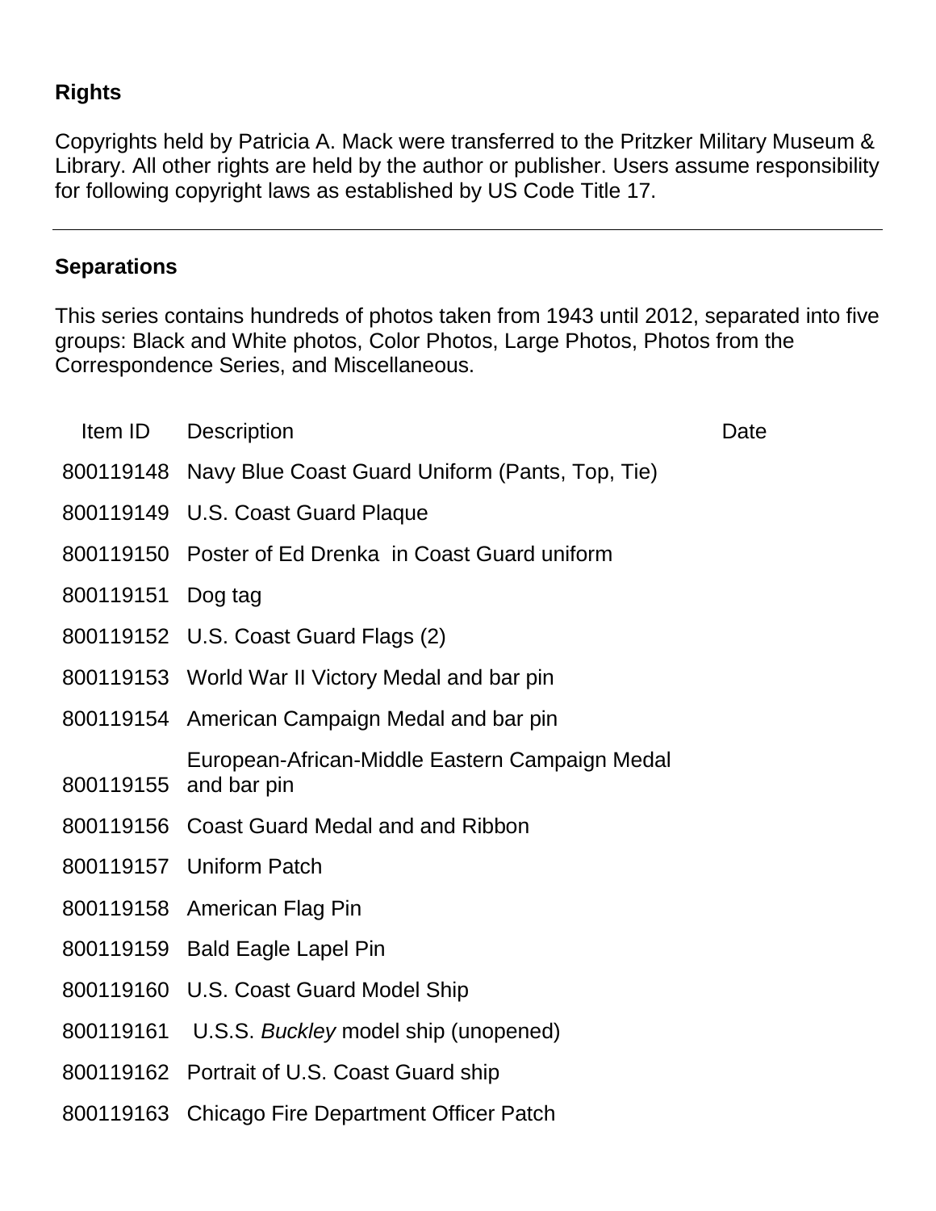## Rights

Copyrights held by Patricia A. Mack were transferred to the Pritzker Military Museum & Library. All other rights are held by the author or publisher. Users assume responsibility for following copyright laws as established by US Code Title 17.

---

## Separations

This series contains hundreds of photos taken from 1943 until 2012, separated into five groups: Black and White photos, Color Photos, Large Photos, Photos from the Correspondence Series, and Miscellaneous.

| Item ID | Description | Date |
| --- | --- | --- |
| 800119148 | Navy Blue Coast Guard Uniform (Pants, Top, Tie) | |
| 800119149 | U.S. Coast Guard Plaque | |
| 800119150 | Poster of Ed Drenka in Coast Guard uniform | |
| 800119151 | Dog tag | |
| 800119152 | U.S. Coast Guard Flags (2) | |
| 800119153 | World War II Victory Medal and bar pin | |
| 800119154 | American Campaign Medal and bar pin | |
| 800119155 | European-African-Middle Eastern Campaign Medal and bar pin | |
| 800119156 | Coast Guard Medal and and Ribbon | |
| 800119157 | Uniform Patch | |
| 800119158 | American Flag Pin | |
| 800119159 | Bald Eagle Lapel Pin | |
| 800119160 | U.S. Coast Guard Model Ship | |
| 800119161 | U.S.S. *Buckley* model ship (unopened) | |
| 800119162 | Portrait of U.S. Coast Guard ship | |
| 800119163 | Chicago Fire Department Officer Patch | |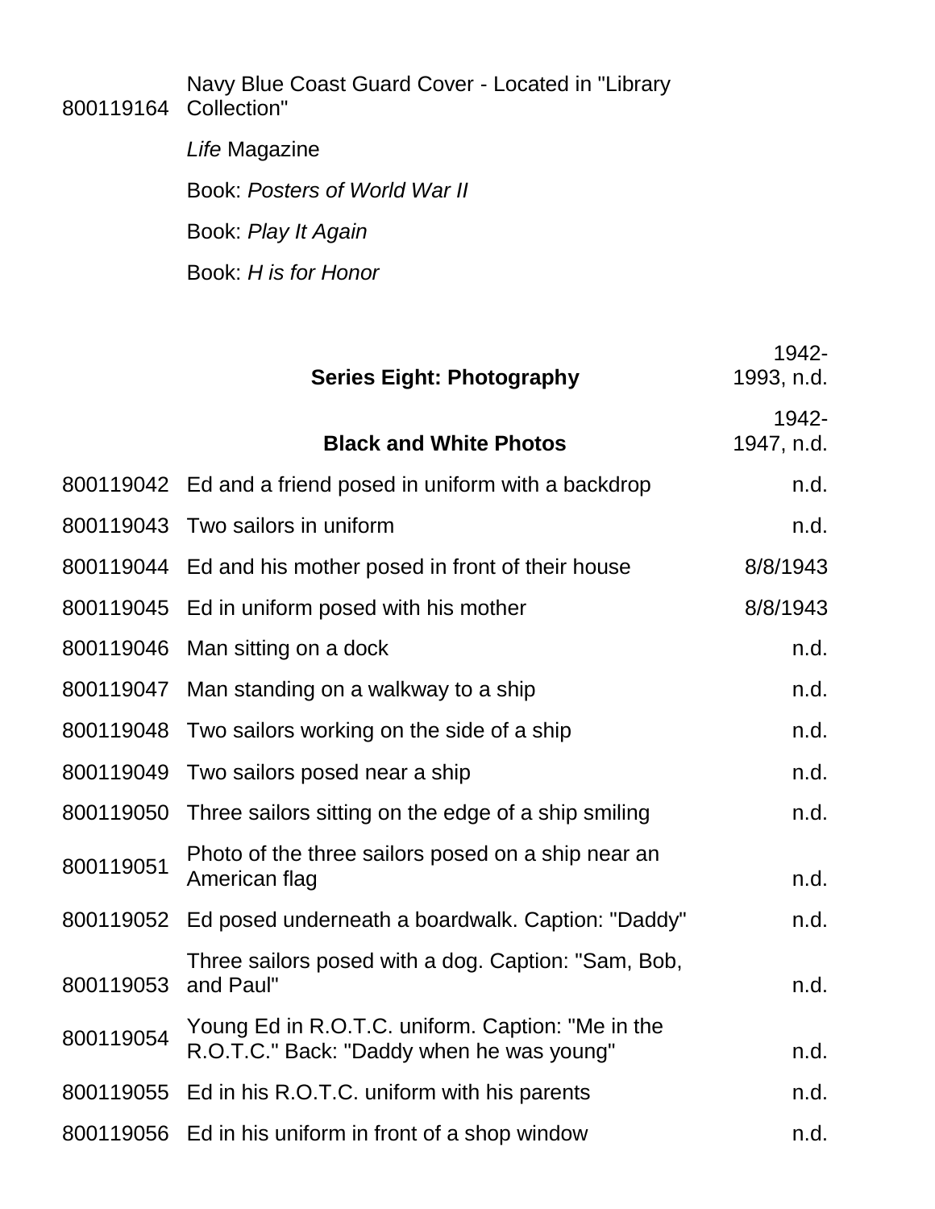| | | |
|---|---|---|
| 800119164 | Navy Blue Coast Guard Cover - Located in "Library Collection" | |
| | *Life* Magazine | |
| | Book: *Posters of World War II* | |
| | Book: *Play It Again* | |
| | Book: *H is for Honor* | |

## Series Eight: Photography — 1942-1993, n.d.

### Black and White Photos — 1942-1947, n.d.

| | | |
|---|---|---|
| 800119042 | Ed and a friend posed in uniform with a backdrop | n.d. |
| 800119043 | Two sailors in uniform | n.d. |
| 800119044 | Ed and his mother posed in front of their house | 8/8/1943 |
| 800119045 | Ed in uniform posed with his mother | 8/8/1943 |
| 800119046 | Man sitting on a dock | n.d. |
| 800119047 | Man standing on a walkway to a ship | n.d. |
| 800119048 | Two sailors working on the side of a ship | n.d. |
| 800119049 | Two sailors posed near a ship | n.d. |
| 800119050 | Three sailors sitting on the edge of a ship smiling | n.d. |
| 800119051 | Photo of the three sailors posed on a ship near an American flag | n.d. |
| 800119052 | Ed posed underneath a boardwalk. Caption: "Daddy" | n.d. |
| 800119053 | Three sailors posed with a dog. Caption: "Sam, Bob, and Paul" | n.d. |
| 800119054 | Young Ed in R.O.T.C. uniform. Caption: "Me in the R.O.T.C." Back: "Daddy when he was young" | n.d. |
| 800119055 | Ed in his R.O.T.C. uniform with his parents | n.d. |
| 800119056 | Ed in his uniform in front of a shop window | n.d. |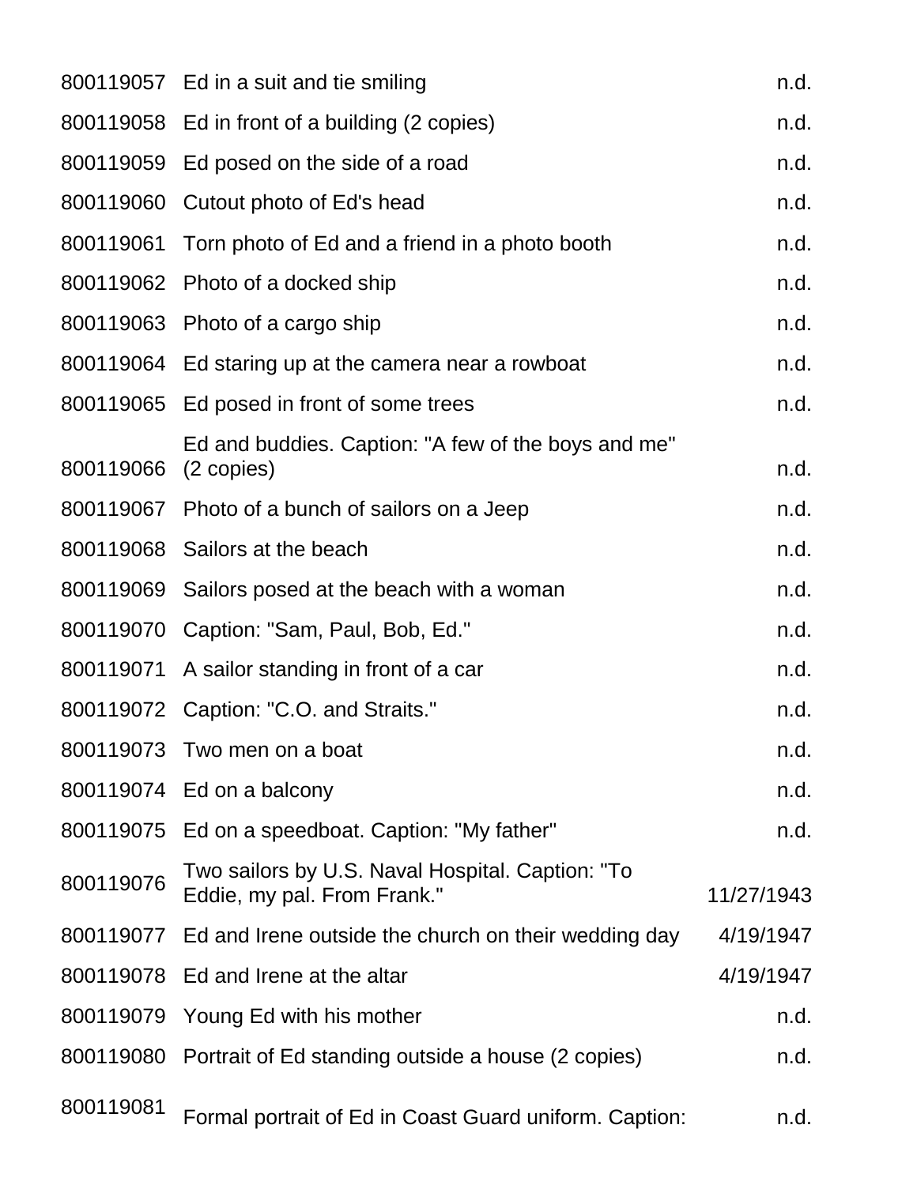| | | |
|---|---|---|
| 800119057 | Ed in a suit and tie smiling | n.d. |
| 800119058 | Ed in front of a building (2 copies) | n.d. |
| 800119059 | Ed posed on the side of a road | n.d. |
| 800119060 | Cutout photo of Ed's head | n.d. |
| 800119061 | Torn photo of Ed and a friend in a photo booth | n.d. |
| 800119062 | Photo of a docked ship | n.d. |
| 800119063 | Photo of a cargo ship | n.d. |
| 800119064 | Ed staring up at the camera near a rowboat | n.d. |
| 800119065 | Ed posed in front of some trees | n.d. |
| 800119066 | Ed and buddies. Caption: "A few of the boys and me" (2 copies) | n.d. |
| 800119067 | Photo of a bunch of sailors on a Jeep | n.d. |
| 800119068 | Sailors at the beach | n.d. |
| 800119069 | Sailors posed at the beach with a woman | n.d. |
| 800119070 | Caption: "Sam, Paul, Bob, Ed." | n.d. |
| 800119071 | A sailor standing in front of a car | n.d. |
| 800119072 | Caption: "C.O. and Straits." | n.d. |
| 800119073 | Two men on a boat | n.d. |
| 800119074 | Ed on a balcony | n.d. |
| 800119075 | Ed on a speedboat. Caption: "My father" | n.d. |
| 800119076 | Two sailors by U.S. Naval Hospital. Caption: "To Eddie, my pal. From Frank." | 11/27/1943 |
| 800119077 | Ed and Irene outside the church on their wedding day | 4/19/1947 |
| 800119078 | Ed and Irene at the altar | 4/19/1947 |
| 800119079 | Young Ed with his mother | n.d. |
| 800119080 | Portrait of Ed standing outside a house (2 copies) | n.d. |
| 800119081 | Formal portrait of Ed in Coast Guard uniform. Caption: | n.d. |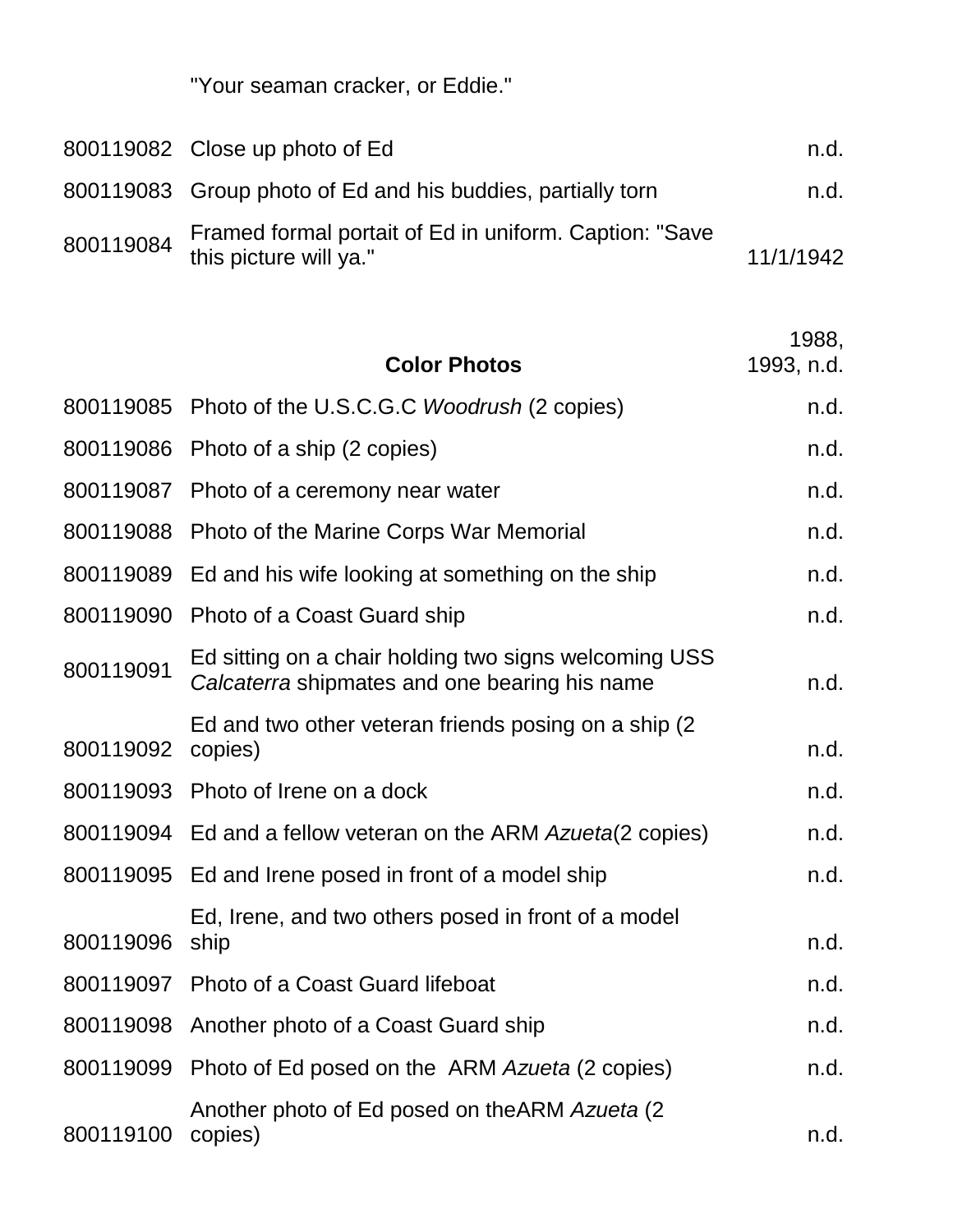"Your seaman cracker, or Eddie."

| | | |
|---|---|---|
| 800119082 | Close up photo of Ed | n.d. |
| 800119083 | Group photo of Ed and his buddies, partially torn | n.d. |
| 800119084 | Framed formal portait of Ed in uniform. Caption: "Save this picture will ya." | 11/1/1942 |
| | **Color Photos** | 1988, 1993, n.d. |
| 800119085 | Photo of the U.S.C.G.C *Woodrush* (2 copies) | n.d. |
| 800119086 | Photo of a ship (2 copies) | n.d. |
| 800119087 | Photo of a ceremony near water | n.d. |
| 800119088 | Photo of the Marine Corps War Memorial | n.d. |
| 800119089 | Ed and his wife looking at something on the ship | n.d. |
| 800119090 | Photo of a Coast Guard ship | n.d. |
| 800119091 | Ed sitting on a chair holding two signs welcoming USS *Calcaterra* shipmates and one bearing his name | n.d. |
| 800119092 | Ed and two other veteran friends posing on a ship (2 copies) | n.d. |
| 800119093 | Photo of Irene on a dock | n.d. |
| 800119094 | Ed and a fellow veteran on the ARM *Azueta*(2 copies) | n.d. |
| 800119095 | Ed and Irene posed in front of a model ship | n.d. |
| 800119096 | Ed, Irene, and two others posed in front of a model ship | n.d. |
| 800119097 | Photo of a Coast Guard lifeboat | n.d. |
| 800119098 | Another photo of a Coast Guard ship | n.d. |
| 800119099 | Photo of Ed posed on the ARM *Azueta* (2 copies) | n.d. |
| 800119100 | Another photo of Ed posed on theARM *Azueta* (2 copies) | n.d. |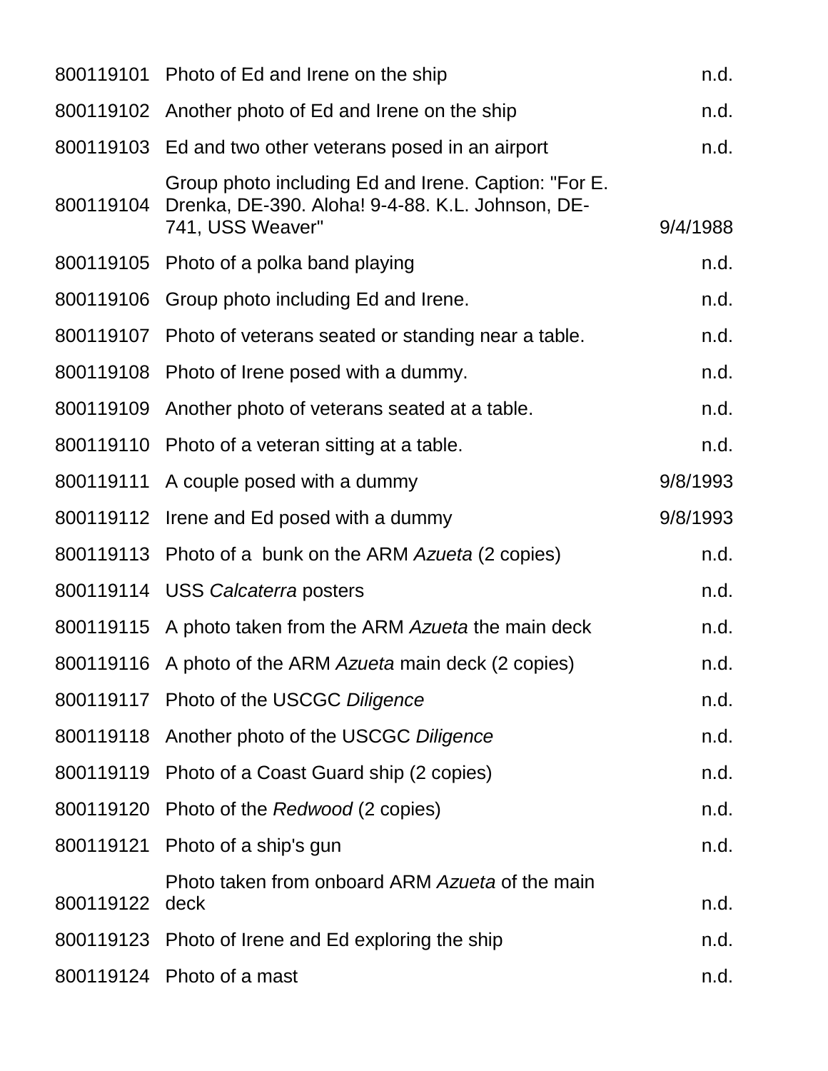| | | |
|---|---|---|
| 800119101 | Photo of Ed and Irene on the ship | n.d. |
| 800119102 | Another photo of Ed and Irene on the ship | n.d. |
| 800119103 | Ed and two other veterans posed in an airport | n.d. |
| 800119104 | Group photo including Ed and Irene. Caption: "For E. Drenka, DE-390. Aloha! 9-4-88. K.L. Johnson, DE-741, USS Weaver" | 9/4/1988 |
| 800119105 | Photo of a polka band playing | n.d. |
| 800119106 | Group photo including Ed and Irene. | n.d. |
| 800119107 | Photo of veterans seated or standing near a table. | n.d. |
| 800119108 | Photo of Irene posed with a dummy. | n.d. |
| 800119109 | Another photo of veterans seated at a table. | n.d. |
| 800119110 | Photo of a veteran sitting at a table. | n.d. |
| 800119111 | A couple posed with a dummy | 9/8/1993 |
| 800119112 | Irene and Ed posed with a dummy | 9/8/1993 |
| 800119113 | Photo of a bunk on the ARM *Azueta* (2 copies) | n.d. |
| 800119114 | USS *Calcaterra* posters | n.d. |
| 800119115 | A photo taken from the ARM *Azueta* the main deck | n.d. |
| 800119116 | A photo of the ARM *Azueta* main deck (2 copies) | n.d. |
| 800119117 | Photo of the USCGC *Diligence* | n.d. |
| 800119118 | Another photo of the USCGC *Diligence* | n.d. |
| 800119119 | Photo of a Coast Guard ship (2 copies) | n.d. |
| 800119120 | Photo of the *Redwood* (2 copies) | n.d. |
| 800119121 | Photo of a ship's gun | n.d. |
| 800119122 | Photo taken from onboard ARM *Azueta* of the main deck | n.d. |
| 800119123 | Photo of Irene and Ed exploring the ship | n.d. |
| 800119124 | Photo of a mast | n.d. |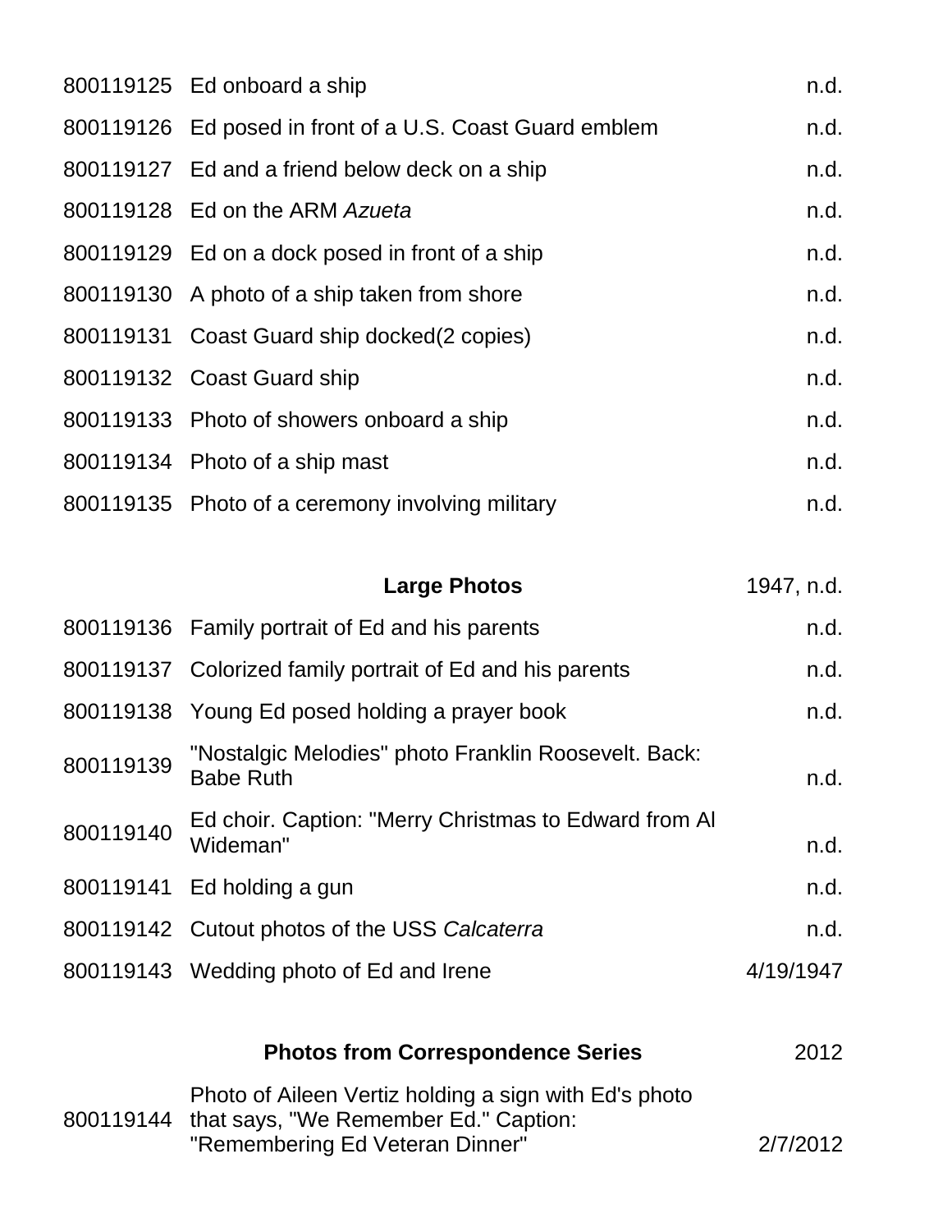| | | |
|---|---|---|
| 800119125 | Ed onboard a ship | n.d. |
| 800119126 | Ed posed in front of a U.S. Coast Guard emblem | n.d. |
| 800119127 | Ed and a friend below deck on a ship | n.d. |
| 800119128 | Ed on the ARM *Azueta* | n.d. |
| 800119129 | Ed on a dock posed in front of a ship | n.d. |
| 800119130 | A photo of a ship taken from shore | n.d. |
| 800119131 | Coast Guard ship docked(2 copies) | n.d. |
| 800119132 | Coast Guard ship | n.d. |
| 800119133 | Photo of showers onboard a ship | n.d. |
| 800119134 | Photo of a ship mast | n.d. |
| 800119135 | Photo of a ceremony involving military | n.d. |

| | **Large Photos** | 1947, n.d. |
|---|---|---|
| 800119136 | Family portrait of Ed and his parents | n.d. |
| 800119137 | Colorized family portrait of Ed and his parents | n.d. |
| 800119138 | Young Ed posed holding a prayer book | n.d. |
| 800119139 | "Nostalgic Melodies" photo Franklin Roosevelt. Back: Babe Ruth | n.d. |
| 800119140 | Ed choir. Caption: "Merry Christmas to Edward from Al Wideman" | n.d. |
| 800119141 | Ed holding a gun | n.d. |
| 800119142 | Cutout photos of the USS *Calcaterra* | n.d. |
| 800119143 | Wedding photo of Ed and Irene | 4/19/1947 |

| | **Photos from Correspondence Series** | 2012 |
|---|---|---|
| 800119144 | Photo of Aileen Vertiz holding a sign with Ed's photo that says, "We Remember Ed." Caption: "Remembering Ed Veteran Dinner" | 2/7/2012 |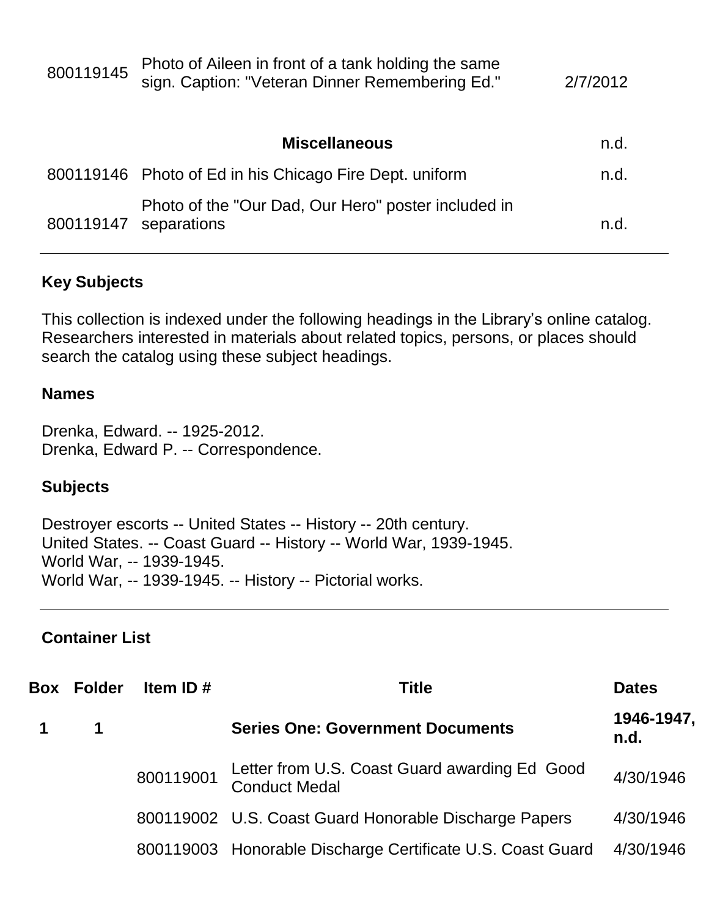| | | |
|---|---|---|
| 800119145 | Photo of Aileen in front of a tank holding the same sign. Caption: "Veteran Dinner Remembering Ed." | 2/7/2012 |
| | **Miscellaneous** | n.d. |
| 800119146 | Photo of Ed in his Chicago Fire Dept. uniform | n.d. |
| 800119147 | Photo of the "Our Dad, Our Hero" poster included in separations | n.d. |

---

## Key Subjects

This collection is indexed under the following headings in the Library's online catalog. Researchers interested in materials about related topics, persons, or places should search the catalog using these subject headings.

### Names

Drenka, Edward. -- 1925-2012.
Drenka, Edward P. -- Correspondence.

### Subjects

Destroyer escorts -- United States -- History -- 20th century.
United States. -- Coast Guard -- History -- World War, 1939-1945.
World War, -- 1939-1945.
World War, -- 1939-1945. -- History -- Pictorial works.

---

## Container List

| Box | Folder | Item ID # | Title | Dates |
|---|---|---|---|---|
| **1** | **1** | | **Series One: Government Documents** | **1946-1947, n.d.** |
| | | 800119001 | Letter from U.S. Coast Guard awarding Ed Good Conduct Medal | 4/30/1946 |
| | | 800119002 | U.S. Coast Guard Honorable Discharge Papers | 4/30/1946 |
| | | 800119003 | Honorable Discharge Certificate U.S. Coast Guard | 4/30/1946 |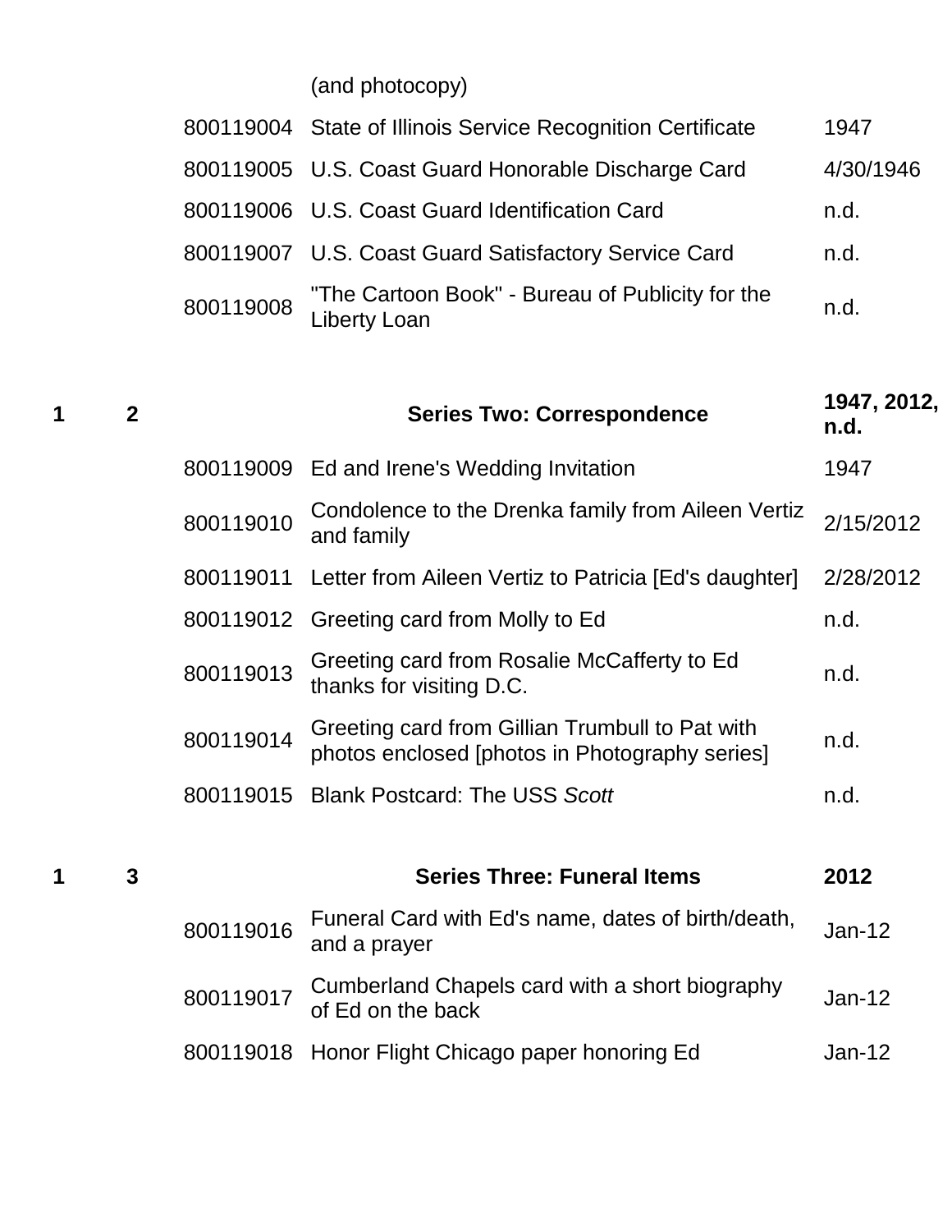| | | | (and photocopy) | |
|---|---|---|---|---|
| | | 800119004 | State of Illinois Service Recognition Certificate | 1947 |
| | | 800119005 | U.S. Coast Guard Honorable Discharge Card | 4/30/1946 |
| | | 800119006 | U.S. Coast Guard Identification Card | n.d. |
| | | 800119007 | U.S. Coast Guard Satisfactory Service Card | n.d. |
| | | 800119008 | "The Cartoon Book" - Bureau of Publicity for the Liberty Loan | n.d. |
| | | | | |
| **1** | **2** | | **Series Two: Correspondence** | **1947, 2012, n.d.** |
| | | 800119009 | Ed and Irene's Wedding Invitation | 1947 |
| | | 800119010 | Condolence to the Drenka family from Aileen Vertiz and family | 2/15/2012 |
| | | 800119011 | Letter from Aileen Vertiz to Patricia [Ed's daughter] | 2/28/2012 |
| | | 800119012 | Greeting card from Molly to Ed | n.d. |
| | | 800119013 | Greeting card from Rosalie McCafferty to Ed thanks for visiting D.C. | n.d. |
| | | 800119014 | Greeting card from Gillian Trumbull to Pat with photos enclosed [photos in Photography series] | n.d. |
| | | 800119015 | Blank Postcard: The USS *Scott* | n.d. |
| | | | | |
| **1** | **3** | | **Series Three: Funeral Items** | **2012** |
| | | 800119016 | Funeral Card with Ed's name, dates of birth/death, and a prayer | Jan-12 |
| | | 800119017 | Cumberland Chapels card with a short biography of Ed on the back | Jan-12 |
| | | 800119018 | Honor Flight Chicago paper honoring Ed | Jan-12 |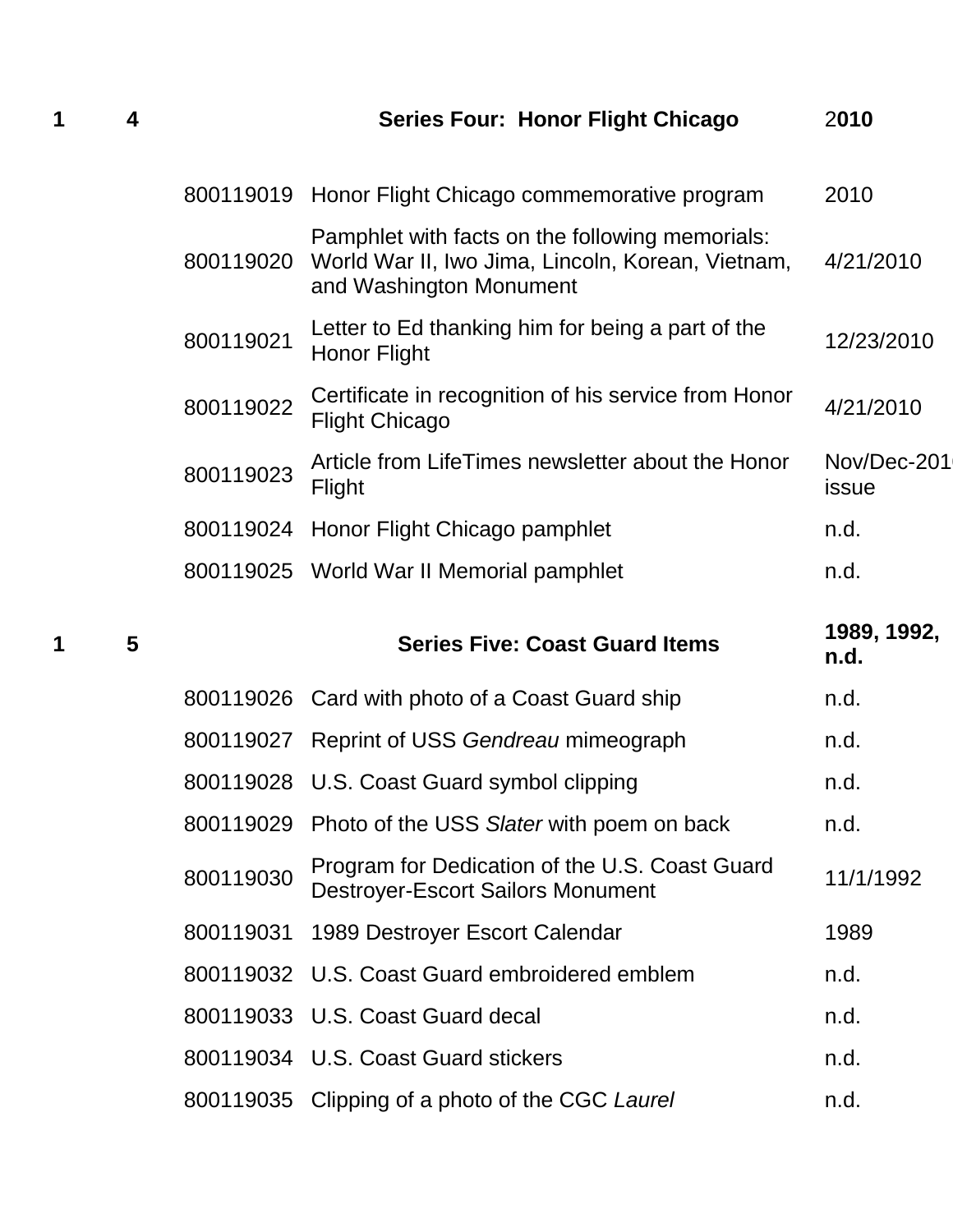| Box | Folder | Item ID | Description | Date |
|---|---|---|---|---|
| **1** | **4** | | **Series Four: Honor Flight Chicago** | **2010** |
| | | 800119019 | Honor Flight Chicago commemorative program | 2010 |
| | | 800119020 | Pamphlet with facts on the following memorials: World War II, Iwo Jima, Lincoln, Korean, Vietnam, and Washington Monument | 4/21/2010 |
| | | 800119021 | Letter to Ed thanking him for being a part of the Honor Flight | 12/23/2010 |
| | | 800119022 | Certificate in recognition of his service from Honor Flight Chicago | 4/21/2010 |
| | | 800119023 | Article from LifeTimes newsletter about the Honor Flight | Nov/Dec-2010 issue |
| | | 800119024 | Honor Flight Chicago pamphlet | n.d. |
| | | 800119025 | World War II Memorial pamphlet | n.d. |
| **1** | **5** | | **Series Five: Coast Guard Items** | **1989, 1992, n.d.** |
| | | 800119026 | Card with photo of a Coast Guard ship | n.d. |
| | | 800119027 | Reprint of USS *Gendreau* mimeograph | n.d. |
| | | 800119028 | U.S. Coast Guard symbol clipping | n.d. |
| | | 800119029 | Photo of the USS *Slater* with poem on back | n.d. |
| | | 800119030 | Program for Dedication of the U.S. Coast Guard Destroyer-Escort Sailors Monument | 11/1/1992 |
| | | 800119031 | 1989 Destroyer Escort Calendar | 1989 |
| | | 800119032 | U.S. Coast Guard embroidered emblem | n.d. |
| | | 800119033 | U.S. Coast Guard decal | n.d. |
| | | 800119034 | U.S. Coast Guard stickers | n.d. |
| | | 800119035 | Clipping of a photo of the CGC *Laurel* | n.d. |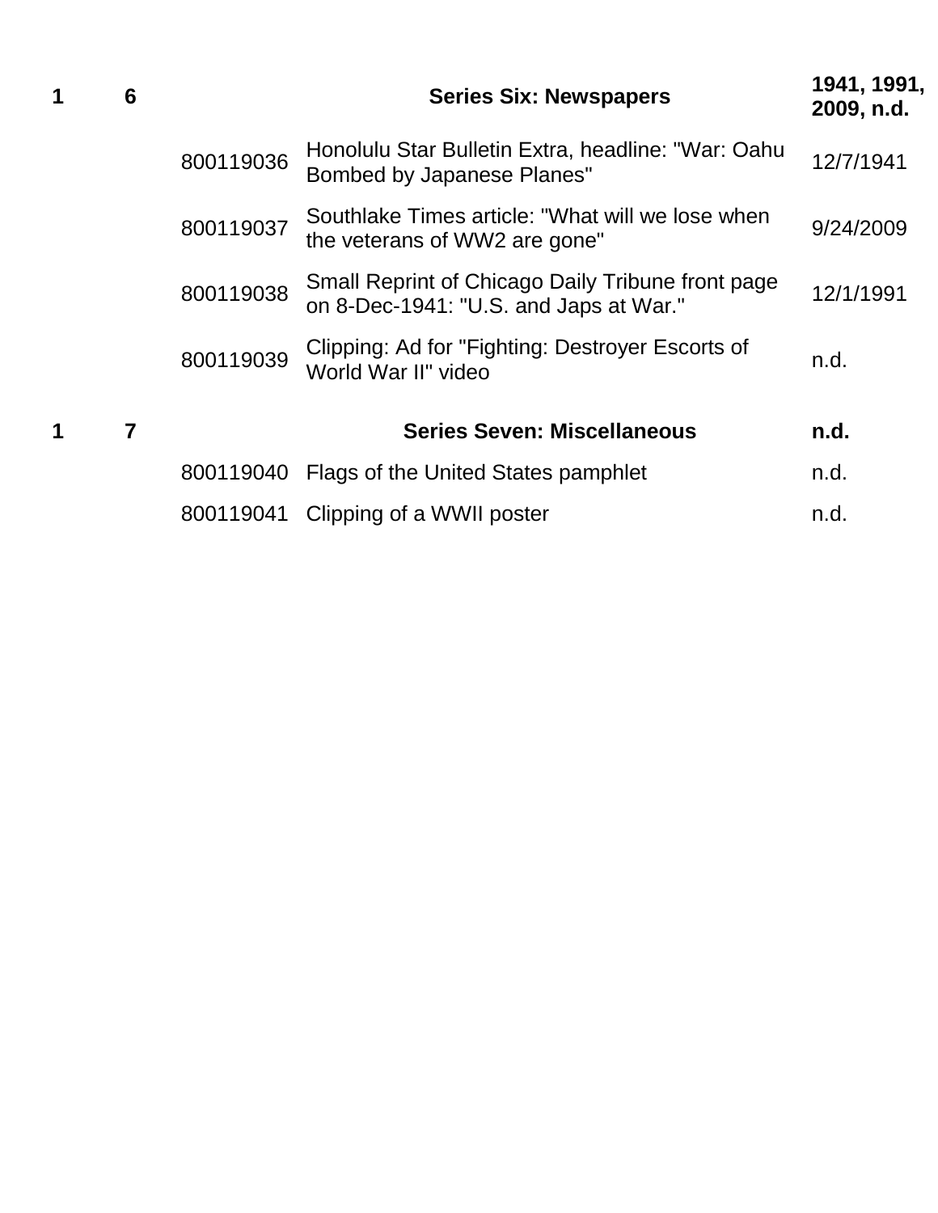| | | | | |
|---|---|---|---|---|
| **1** | **6** | | **Series Six: Newspapers** | **1941, 1991, 2009, n.d.** |
| | | 800119036 | Honolulu Star Bulletin Extra, headline: "War: Oahu Bombed by Japanese Planes" | 12/7/1941 |
| | | 800119037 | Southlake Times article: "What will we lose when the veterans of WW2 are gone" | 9/24/2009 |
| | | 800119038 | Small Reprint of Chicago Daily Tribune front page on 8-Dec-1941: "U.S. and Japs at War." | 12/1/1991 |
| | | 800119039 | Clipping: Ad for "Fighting: Destroyer Escorts of World War II" video | n.d. |
| **1** | **7** | | **Series Seven: Miscellaneous** | **n.d.** |
| | | 800119040 | Flags of the United States pamphlet | n.d. |
| | | 800119041 | Clipping of a WWII poster | n.d. |